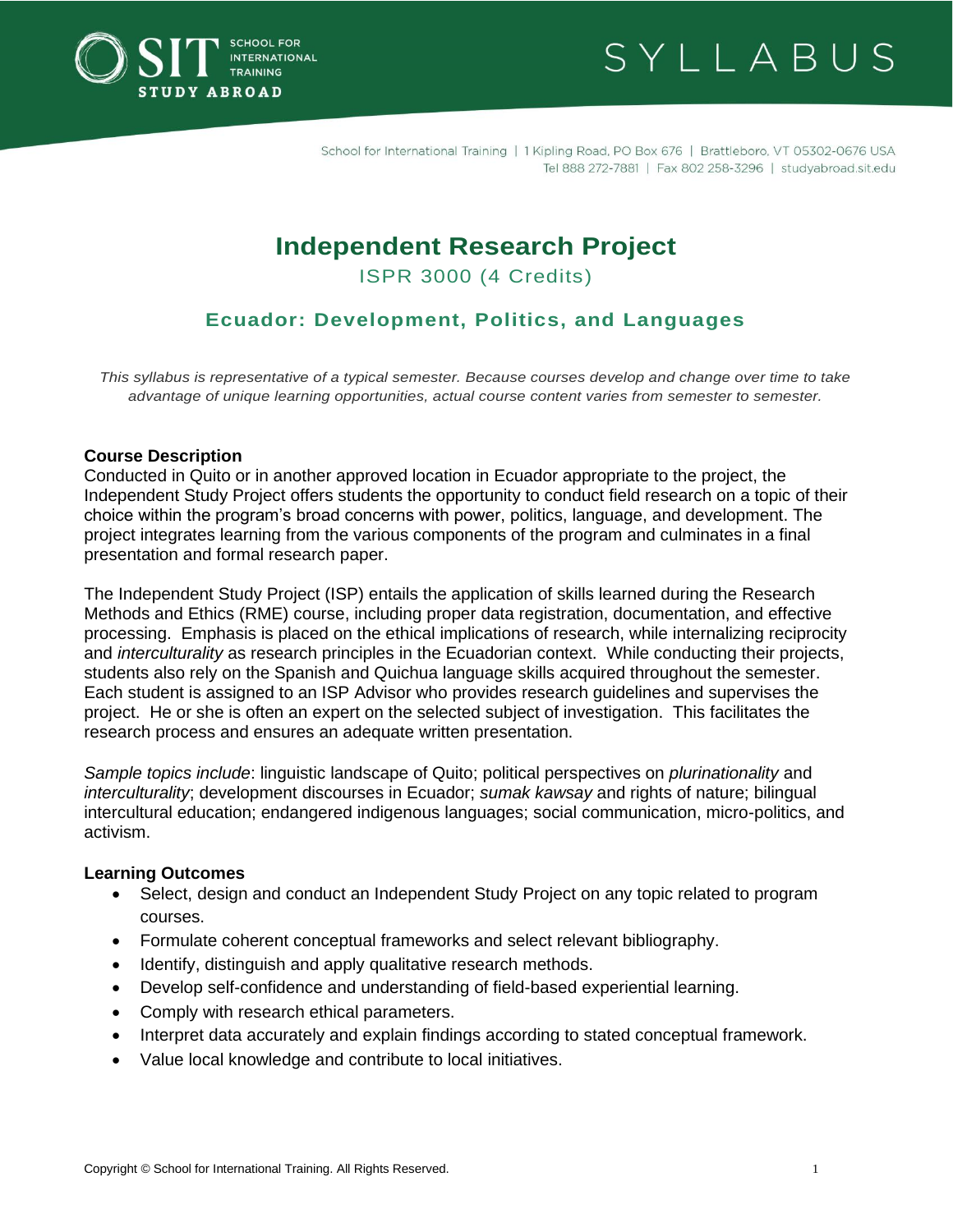# Independent Research Project

ISPR 3000 (4 Credits)

## Ecuador: Development, Politics, and Languages

*This syllabus is representative of a typical semester. Because courses develop and change over time to take advantage of unique learning opportunities, actual course content varies from semester to semester.*

### Course Description

Conducted in Quito or in another approved location in Ecuador appropriate to the project, the Independent Study Project offers students the opportunity to conduct field research on a topic of their choice within the program's broad concerns with power, politics, language, and development. The project integrates learning from the various components of the program and culminates in a final presentation and formal research paper.

The Independent Study Project (ISP) entails the application of skills learned during the Research Methods and Ethics (RME) course, including proper data registration, documentation, and effective processing. Emphasis is placed on the ethical implications of research, while internalizing reciprocity and *interculturality* as research principles in the Ecuadorian context. While conducting their projects, students also rely on the Spanish and Quichua language skills acquired throughout the semester. Each student is assigned to an ISP Advisor who provides research guidelines and supervises the project. He or she is often an expert on the selected subject of investigation. This facilitates the research process and ensures an adequate written presentation.

*Sample topics include*: linguistic landscape of Quito; political perspectives on *plurinationality* and *interculturality*; development discourses in Ecuador; *sumak kawsay* and rights of nature; bilingual intercultural education; endangered indigenous languages; social communication, micro-politics, and activism.

### Learning Outcomes

- Select, design and conduct an Independent Study Project on any topic related to program courses.
- Formulate coherent conceptual frameworks and select relevant bibliography.
- Identify, distinguish and apply qualitative research methods.
- Develop self-confidence and understanding of field-based experiential learning.
- Comply with research ethical parameters.
- Interpret data accurately and explain findings according to stated conceptual framework.
- Value local knowledge and contribute to local initiatives.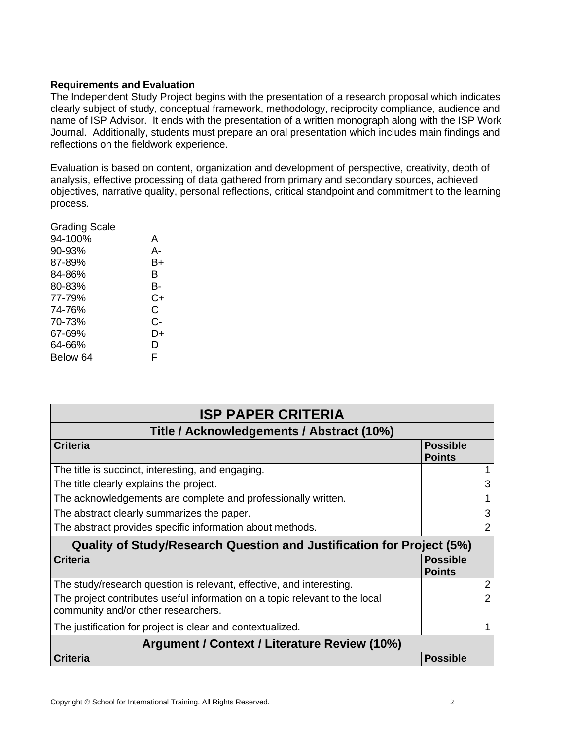**Requirements and Evaluation**

The Independent Study Project begins with the presentation of a research proposal which indicates clearly subject of study, conceptual framework, methodology, reciprocity compliance, audience and name of ISP Advisor. It ends with the presentation of a written monograph along with the ISP Work Journal. Additionally, students must prepare an oral presentation which includes main findings and reflections on the fieldwork experience.

Evaluation is based on content, organization and development of perspective, creativity, depth of analysis, effective processing of data gathered from primary and secondary sources, achieved objectives, narrative quality, personal reflections, critical standpoint and commitment to the learning process.

Grading Scale

| | |
|---|---|
| 94-100% | A |
| 90-93% | A- |
| 87-89% | B+ |
| 84-86% | B |
| 80-83% | B- |
| 77-79% | C+ |
| 74-76% | C |
| 70-73% | C- |
| 67-69% | D+ |
| 64-66% | D |
| Below 64 | F |

| ISP PAPER CRITERIA | |
|---|---|
| **Title / Acknowledgements / Abstract (10%)** | |
| **Criteria** | **Possible Points** |
| The title is succinct, interesting, and engaging. | 1 |
| The title clearly explains the project. | 3 |
| The acknowledgements are complete and professionally written. | 1 |
| The abstract clearly summarizes the paper. | 3 |
| The abstract provides specific information about methods. | 2 |
| **Quality of Study/Research Question and Justification for Project (5%)** | |
| **Criteria** | **Possible Points** |
| The study/research question is relevant, effective, and interesting. | 2 |
| The project contributes useful information on a topic relevant to the local community and/or other researchers. | 2 |
| The justification for project is clear and contextualized. | 1 |
| **Argument / Context / Literature Review (10%)** | |
| **Criteria** | **Possible** |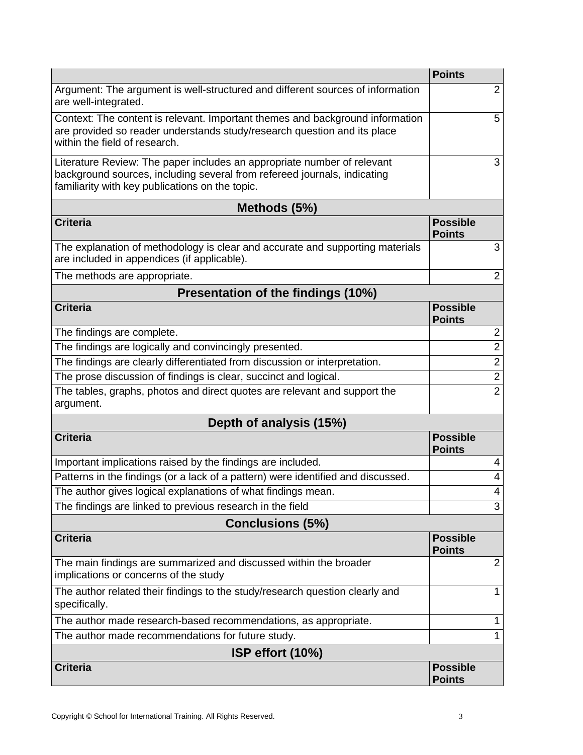| | Points |
|---|---|
| Argument: The argument is well-structured and different sources of information are well-integrated. | 2 |
| Context: The content is relevant. Important themes and background information are provided so reader understands study/research question and its place within the field of research. | 5 |
| Literature Review: The paper includes an appropriate number of relevant background sources, including several from refereed journals, indicating familiarity with key publications on the topic. | 3 |

**Methods (5%)**

| Criteria | Possible Points |
|---|---|
| The explanation of methodology is clear and accurate and supporting materials are included in appendices (if applicable). | 3 |
| The methods are appropriate. | 2 |

**Presentation of the findings (10%)**

| Criteria | Possible Points |
|---|---|
| The findings are complete. | 2 |
| The findings are logically and convincingly presented. | 2 |
| The findings are clearly differentiated from discussion or interpretation. | 2 |
| The prose discussion of findings is clear, succinct and logical. | 2 |
| The tables, graphs, photos and direct quotes are relevant and support the argument. | 2 |

**Depth of analysis (15%)**

| Criteria | Possible Points |
|---|---|
| Important implications raised by the findings are included. | 4 |
| Patterns in the findings (or a lack of a pattern) were identified and discussed. | 4 |
| The author gives logical explanations of what findings mean. | 4 |
| The findings are linked to previous research in the field | 3 |

**Conclusions (5%)**

| Criteria | Possible Points |
|---|---|
| The main findings are summarized and discussed within the broader implications or concerns of the study | 2 |
| The author related their findings to the study/research question clearly and specifically. | 1 |
| The author made research-based recommendations, as appropriate. | 1 |
| The author made recommendations for future study. | 1 |

**ISP effort (10%)**

| Criteria | Possible Points |
|---|---|

Copyright © School for International Training. All Rights Reserved.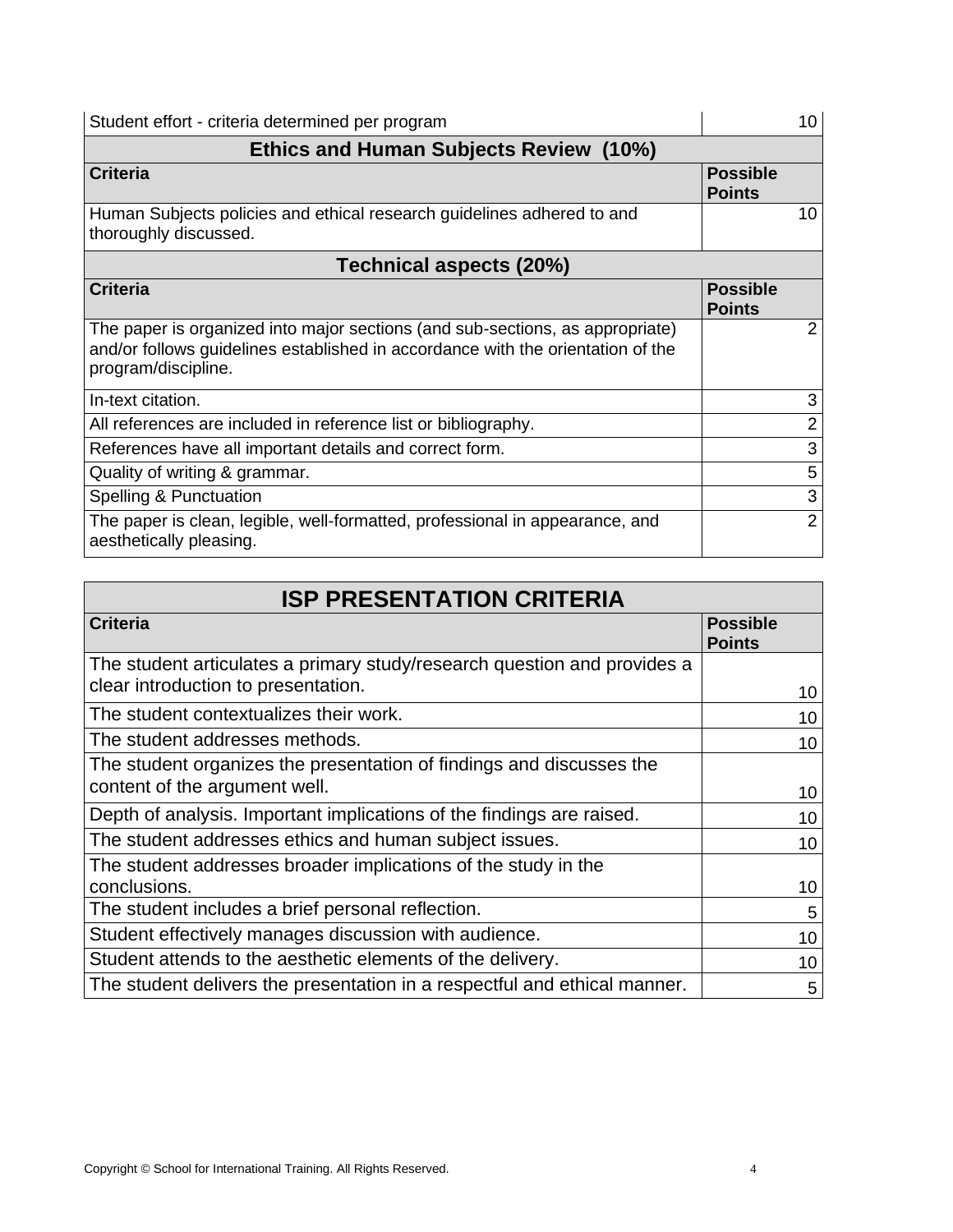| Student effort - criteria determined per program | 10 |
|---|---|

| Ethics and Human Subjects Review (10%) | |
|---|---|
| **Criteria** | **Possible Points** |
| Human Subjects policies and ethical research guidelines adhered to and thoroughly discussed. | 10 |

| Technical aspects (20%) | |
|---|---|
| **Criteria** | **Possible Points** |
| The paper is organized into major sections (and sub-sections, as appropriate) and/or follows guidelines established in accordance with the orientation of the program/discipline. | 2 |
| In-text citation. | 3 |
| All references are included in reference list or bibliography. | 2 |
| References have all important details and correct form. | 3 |
| Quality of writing & grammar. | 5 |
| Spelling & Punctuation | 3 |
| The paper is clean, legible, well-formatted, professional in appearance, and aesthetically pleasing. | 2 |

| ISP PRESENTATION CRITERIA | |
|---|---|
| **Criteria** | **Possible Points** |
| The student articulates a primary study/research question and provides a clear introduction to presentation. | 10 |
| The student contextualizes their work. | 10 |
| The student addresses methods. | 10 |
| The student organizes the presentation of findings and discusses the content of the argument well. | 10 |
| Depth of analysis. Important implications of the findings are raised. | 10 |
| The student addresses ethics and human subject issues. | 10 |
| The student addresses broader implications of the study in the conclusions. | 10 |
| The student includes a brief personal reflection. | 5 |
| Student effectively manages discussion with audience. | 10 |
| Student attends to the aesthetic elements of the delivery. | 10 |
| The student delivers the presentation in a respectful and ethical manner. | 5 |

Copyright © School for International Training. All Rights Reserved.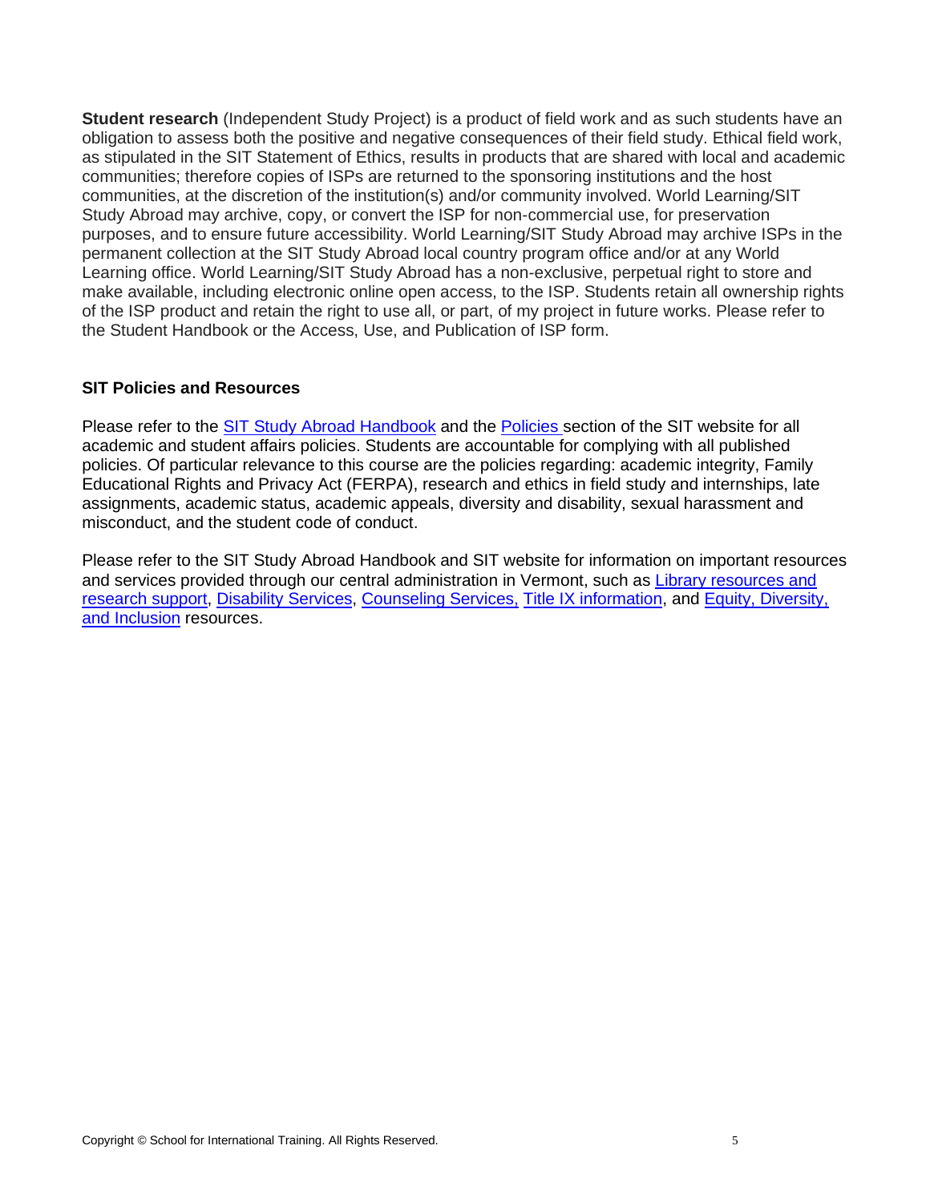**Student research** (Independent Study Project) is a product of field work and as such students have an obligation to assess both the positive and negative consequences of their field study. Ethical field work, as stipulated in the SIT Statement of Ethics, results in products that are shared with local and academic communities; therefore copies of ISPs are returned to the sponsoring institutions and the host communities, at the discretion of the institution(s) and/or community involved. World Learning/SIT Study Abroad may archive, copy, or convert the ISP for non-commercial use, for preservation purposes, and to ensure future accessibility. World Learning/SIT Study Abroad may archive ISPs in the permanent collection at the SIT Study Abroad local country program office and/or at any World Learning office. World Learning/SIT Study Abroad has a non-exclusive, perpetual right to store and make available, including electronic online open access, to the ISP. Students retain all ownership rights of the ISP product and retain the right to use all, or part, of my project in future works. Please refer to the Student Handbook or the Access, Use, and Publication of ISP form.

**SIT Policies and Resources**

Please refer to the SIT Study Abroad Handbook and the Policies section of the SIT website for all academic and student affairs policies. Students are accountable for complying with all published policies. Of particular relevance to this course are the policies regarding: academic integrity, Family Educational Rights and Privacy Act (FERPA), research and ethics in field study and internships, late assignments, academic status, academic appeals, diversity and disability, sexual harassment and misconduct, and the student code of conduct.

Please refer to the SIT Study Abroad Handbook and SIT website for information on important resources and services provided through our central administration in Vermont, such as Library resources and research support, Disability Services, Counseling Services, Title IX information, and Equity, Diversity, and Inclusion resources.

Copyright © School for International Training. All Rights Reserved.